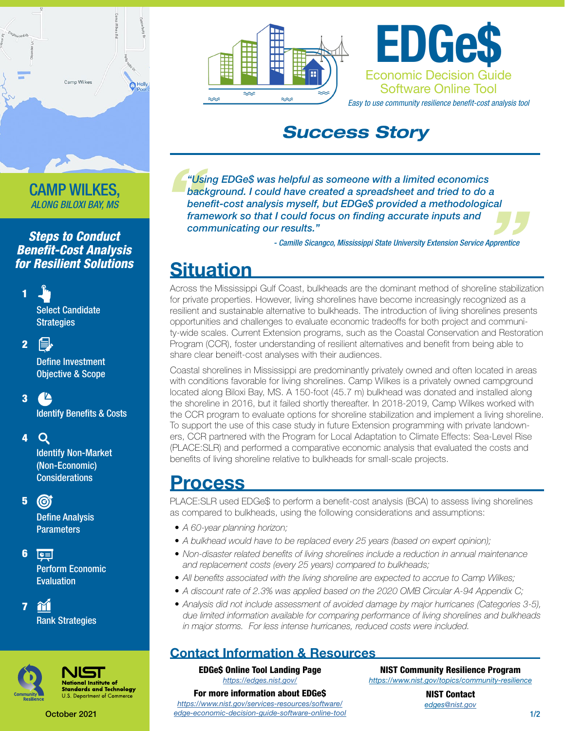# EDGe$

Economic Decision Guide Software Online Tool

*Easy to use community resilience benefit-cost analysis tool*

## *Success Story*

# CAMP WILKES,

*ALONG BILOXI BAY, MS*

> ***"Using EDGe$ was helpful as someone with a limited economics background. I could have created a spreadsheet and tried to do a benefit-cost analysis myself, but EDGe$ provided a methodological framework so that I could focus on finding accurate inputs and communicating our results."***
>
> *- Camille Sicangco, Mississippi State University Extension Service Apprentice*

## Situation

Across the Mississippi Gulf Coast, bulkheads are the dominant method of shoreline stabilization for private properties. However, living shorelines have become increasingly recognized as a resilient and sustainable alternative to bulkheads. The introduction of living shorelines presents opportunities and challenges to evaluate economic tradeoffs for both project and community-wide scales. Current Extension programs, such as the Coastal Conservation and Restoration Program (CCR), foster understanding of resilient alternatives and benefit from being able to share clear beneift-cost analyses with their audiences.

Coastal shorelines in Mississippi are predominantly privately owned and often located in areas with conditions favorable for living shorelines. Camp Wilkes is a privately owned campground located along Biloxi Bay, MS. A 150-foot (45.7 m) bulkhead was donated and installed along the shoreline in 2016, but it failed shortly thereafter. In 2018-2019, Camp Wilkes worked with the CCR program to evaluate options for shoreline stabilization and implement a living shoreline. To support the use of this case study in future Extension programming with private landowners, CCR partnered with the Program for Local Adaptation to Climate Effects: Sea-Level Rise (PLACE:SLR) and performed a comparative economic analysis that evaluated the costs and benefits of living shoreline relative to bulkheads for small-scale projects.

## Process

PLACE:SLR used EDGe$ to perform a benefit-cost analysis (BCA) to assess living shorelines as compared to bulkheads, using the following considerations and assumptions:

- *A 60-year planning horizon;*
- *A bulkhead would have to be replaced every 25 years (based on expert opinion);*
- *Non-disaster related benefits of living shorelines include a reduction in annual maintenance and replacement costs (every 25 years) compared to bulkheads;*
- *All benefits associated with the living shoreline are expected to accrue to Camp Wilkes;*
- *A discount rate of 2.3% was applied based on the 2020 OMB Circular A-94 Appendix C;*
- *Analysis did not include assessment of avoided damage by major hurricanes (Categories 3-5), due limited information available for comparing performance of living shorelines and bulkheads in major storms. For less intense hurricanes, reduced costs were included.*

### *Steps to Conduct Benefit-Cost Analysis for Resilient Solutions*

1. Select Candidate Strategies
2. Define Investment Objective & Scope
3. Identify Benefits & Costs
4. Identify Non-Market (Non-Economic) Considerations
5. Define Analysis Parameters
6. Perform Economic Evaluation
7. Rank Strategies

## Contact Information & Resources

**EDGe$ Online Tool Landing Page**
https://edges.nist.gov/

**For more information about EDGe$**
https://www.nist.gov/services-resources/software/edge-economic-decision-guide-software-online-tool

**NIST Community Resilience Program**
https://www.nist.gov/topics/community-resilience

**NIST Contact**
edges@nist.gov

NIST National Institute of Standards and Technology U.S. Department of Commerce

October 2021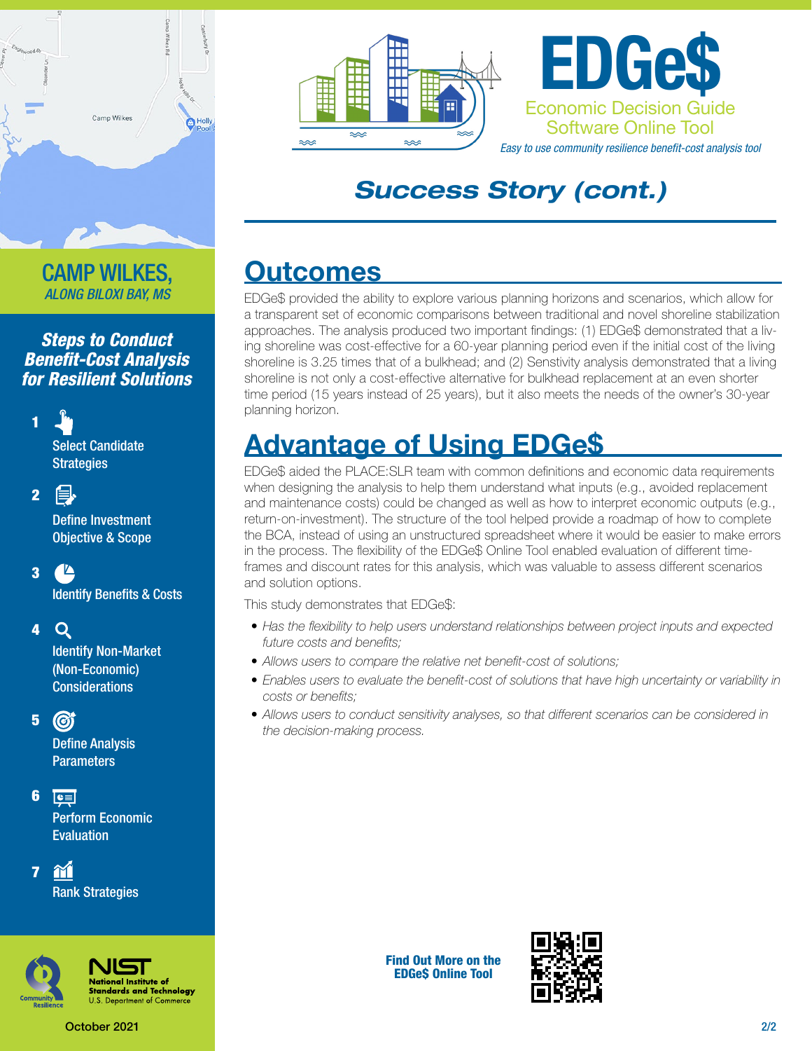# EDGe$

Economic Decision Guide Software Online Tool

*Easy to use community resilience benefit-cost analysis tool*

## *Success Story (cont.)*

# CAMP WILKES,
*ALONG BILOXI BAY, MS*

### *Steps to Conduct Benefit-Cost Analysis for Resilient Solutions*

1. Select Candidate Strategies
2. Define Investment Objective & Scope
3. Identify Benefits & Costs
4. Identify Non-Market (Non-Economic) Considerations
5. Define Analysis Parameters
6. Perform Economic Evaluation
7. Rank Strategies

## Outcomes

EDGe$ provided the ability to explore various planning horizons and scenarios, which allow for a transparent set of economic comparisons between traditional and novel shoreline stabilization approaches. The analysis produced two important findings: (1) EDGe$ demonstrated that a living shoreline was cost-effective for a 60-year planning period even if the initial cost of the living shoreline is 3.25 times that of a bulkhead; and (2) Sensitivity analysis demonstrated that a living shoreline is not only a cost-effective alternative for bulkhead replacement at an even shorter time period (15 years instead of 25 years), but it also meets the needs of the owner's 30-year planning horizon.

## Advantage of Using EDGe$

EDGe$ aided the PLACE:SLR team with common definitions and economic data requirements when designing the analysis to help them understand what inputs (e.g., avoided replacement and maintenance costs) could be changed as well as how to interpret economic outputs (e.g., return-on-investment). The structure of the tool helped provide a roadmap of how to complete the BCA, instead of using an unstructured spreadsheet where it would be easier to make errors in the process. The flexibility of the EDGe$ Online Tool enabled evaluation of different time-frames and discount rates for this analysis, which was valuable to assess different scenarios and solution options.

This study demonstrates that EDGe$:

- *Has the flexibility to help users understand relationships between project inputs and expected future costs and benefits;*
- *Allows users to compare the relative net benefit-cost of solutions;*
- *Enables users to evaluate the benefit-cost of solutions that have high uncertainty or variability in costs or benefits;*
- *Allows users to conduct sensitivity analyses, so that different scenarios can be considered in the decision-making process.*

**Find Out More on the EDGe$ Online Tool**

Community Resilience

NIST National Institute of Standards and Technology U.S. Department of Commerce

October 2021